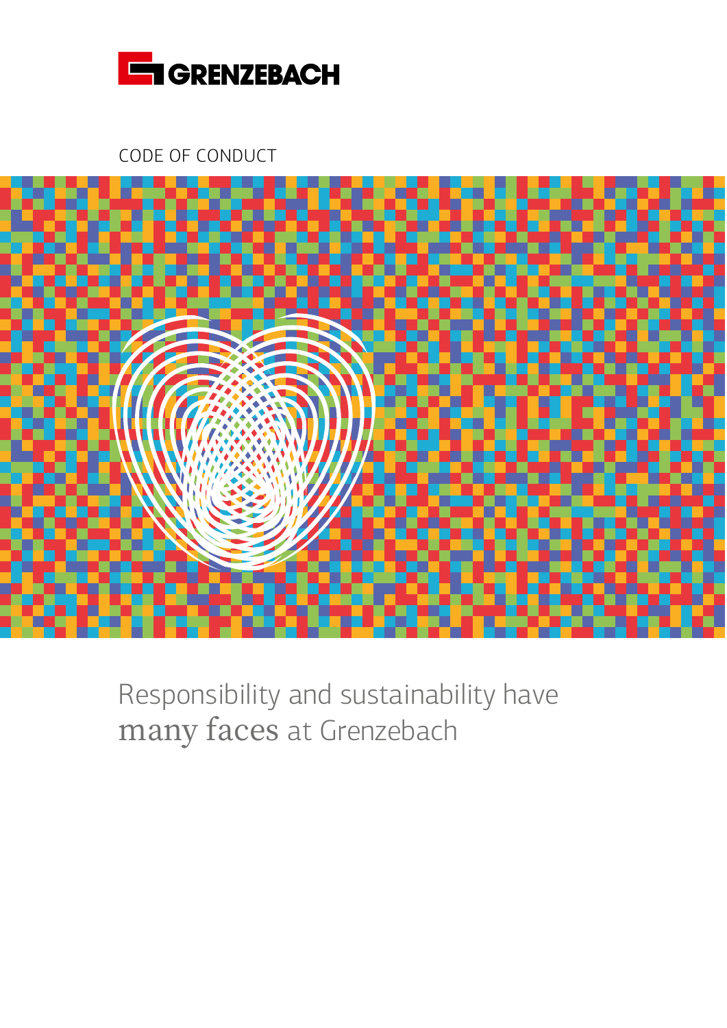GRENZEBACH

CODE OF CONDUCT

# Responsibility and sustainability have many faces at Grenzebach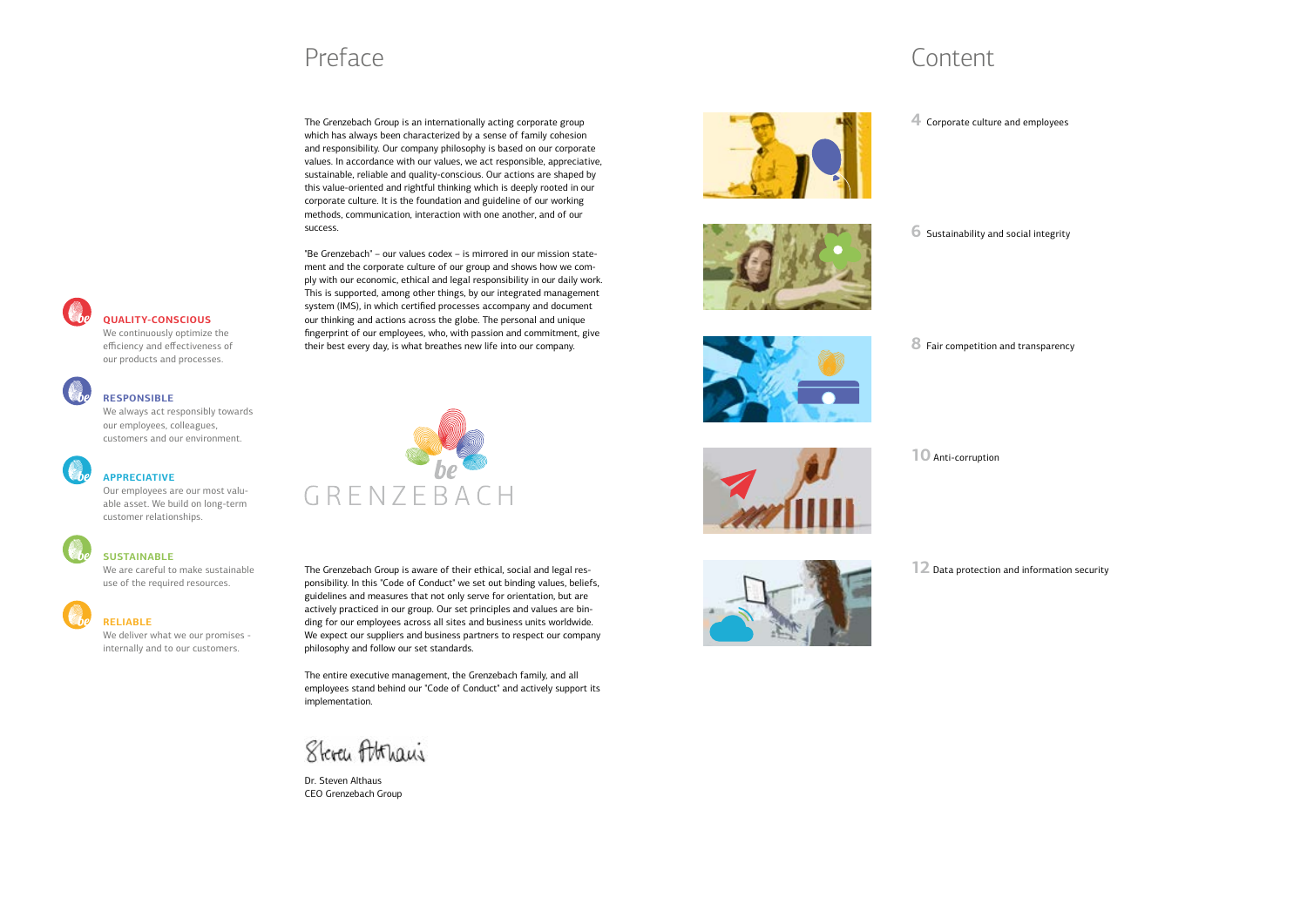# Preface

The Grenzebach Group is an internationally acting corporate group which has always been characterized by a sense of family cohesion and responsibility. Our company philosophy is based on our corporate values. In accordance with our values, we act responsible, appreciative, sustainable, reliable and quality-conscious. Our actions are shaped by this value-oriented and rightful thinking which is deeply rooted in our corporate culture. It is the foundation and guideline of our working methods, communication, interaction with one another, and of our success.

"Be Grenzebach" – our values codex – is mirrored in our mission statement and the corporate culture of our group and shows how we comply with our economic, ethical and legal responsibility in our daily work. This is supported, among other things, by our integrated management system (IMS), in which certified processes accompany and document our thinking and actions across the globe. The personal and unique fingerprint of our employees, who, with passion and commitment, give their best every day, is what breathes new life into our company.

**QUALITY-CONSCIOUS**
We continuously optimize the efficiency and effectiveness of our products and processes.

**RESPONSIBLE**
We always act responsibly towards our employees, colleagues, customers and our environment.

**APPRECIATIVE**
Our employees are our most valuable asset. We build on long-term customer relationships.

**SUSTAINABLE**
We are careful to make sustainable use of the required resources.

**RELIABLE**
We deliver what we our promises - internally and to our customers.

be GRENZEBACH

The Grenzebach Group is aware of their ethical, social and legal responsibility. In this "Code of Conduct" we set out binding values, beliefs, guidelines and measures that not only serve for orientation, but are actively practiced in our group. Our set principles and values are binding for our employees across all sites and business units worldwide. We expect our suppliers and business partners to respect our company philosophy and follow our set standards.

The entire executive management, the Grenzebach family, and all employees stand behind our "Code of Conduct" and actively support its implementation.

Dr. Steven Althaus
CEO Grenzebach Group

# Content

4 Corporate culture and employees

6 Sustainability and social integrity

8 Fair competition and transparency

10 Anti-corruption

12 Data protection and information security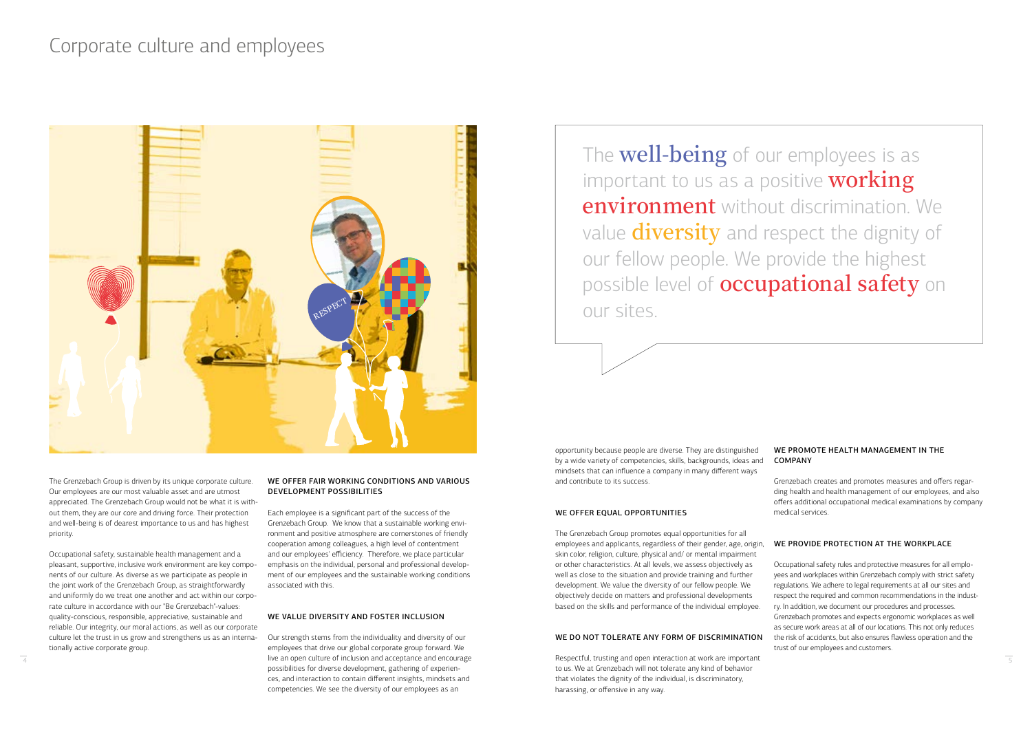# Corporate culture and employees

The well-being of our employees is as important to us as a positive working environment without discrimination. We value diversity and respect the dignity of our fellow people. We provide the highest possible level of occupational safety on our sites.

The Grenzebach Group is driven by its unique corporate culture. Our employees are our most valuable asset and are utmost appreciated. The Grenzebach Group would not be what it is without them, they are our core and driving force. Their protection and well-being is of dearest importance to us and has highest priority.

Occupational safety, sustainable health management and a pleasant, supportive, inclusive work environment are key components of our culture. As diverse as we participate as people in the joint work of the Grenzebach Group, as straightforwardly and uniformly do we treat one another and act within our corporate culture in accordance with our "Be Grenzebach"-values: quality-conscious, responsible, appreciative, sustainable and reliable. Our integrity, our moral actions, as well as our corporate culture let the trust in us grow and strengthens us as an internationally active corporate group.

## WE OFFER FAIR WORKING CONDITIONS AND VARIOUS DEVELOPMENT POSSIBILITIES

Each employee is a significant part of the success of the Grenzebach Group. We know that a sustainable working environment and positive atmosphere are cornerstones of friendly cooperation among colleagues, a high level of contentment and our employees' efficiency. Therefore, we place particular emphasis on the individual, personal and professional development of our employees and the sustainable working conditions associated with this.

## WE VALUE DIVERSITY AND FOSTER INCLUSION

Our strength stems from the individuality and diversity of our employees that drive our global corporate group forward. We live an open culture of inclusion and acceptance and encourage possibilities for diverse development, gathering of experiences, and interaction to contain different insights, mindsets and competencies. We see the diversity of our employees as an opportunity because people are diverse. They are distinguished by a wide variety of competencies, skills, backgrounds, ideas and mindsets that can influence a company in many different ways and contribute to its success.

## WE OFFER EQUAL OPPORTUNITIES

The Grenzebach Group promotes equal opportunities for all employees and applicants, regardless of their gender, age, origin, skin color, religion, culture, physical and/ or mental impairment or other characteristics. At all levels, we assess objectively as well as close to the situation and provide training and further development. We value the diversity of our fellow people. We objectively decide on matters and professional developments based on the skills and performance of the individual employee.

## WE DO NOT TOLERATE ANY FORM OF DISCRIMINATION

Respectful, trusting and open interaction at work are important to us. We at Grenzebach will not tolerate any kind of behavior that violates the dignity of the individual, is discriminatory, harassing, or offensive in any way.

## WE PROMOTE HEALTH MANAGEMENT IN THE COMPANY

Grenzebach creates and promotes measures and offers regarding health and health management of our employees, and also offers additional occupational medical examinations by company medical services.

## WE PROVIDE PROTECTION AT THE WORKPLACE

Occupational safety rules and protective measures for all employees and workplaces within Grenzebach comply with strict safety regulations. We adhere to legal requirements at all our sites and respect the required and common recommendations in the industry. In addition, we document our procedures and processes. Grenzebach promotes and expects ergonomic workplaces as well as secure work areas at all of our locations. This not only reduces the risk of accidents, but also ensures flawless operation and the trust of our employees and customers.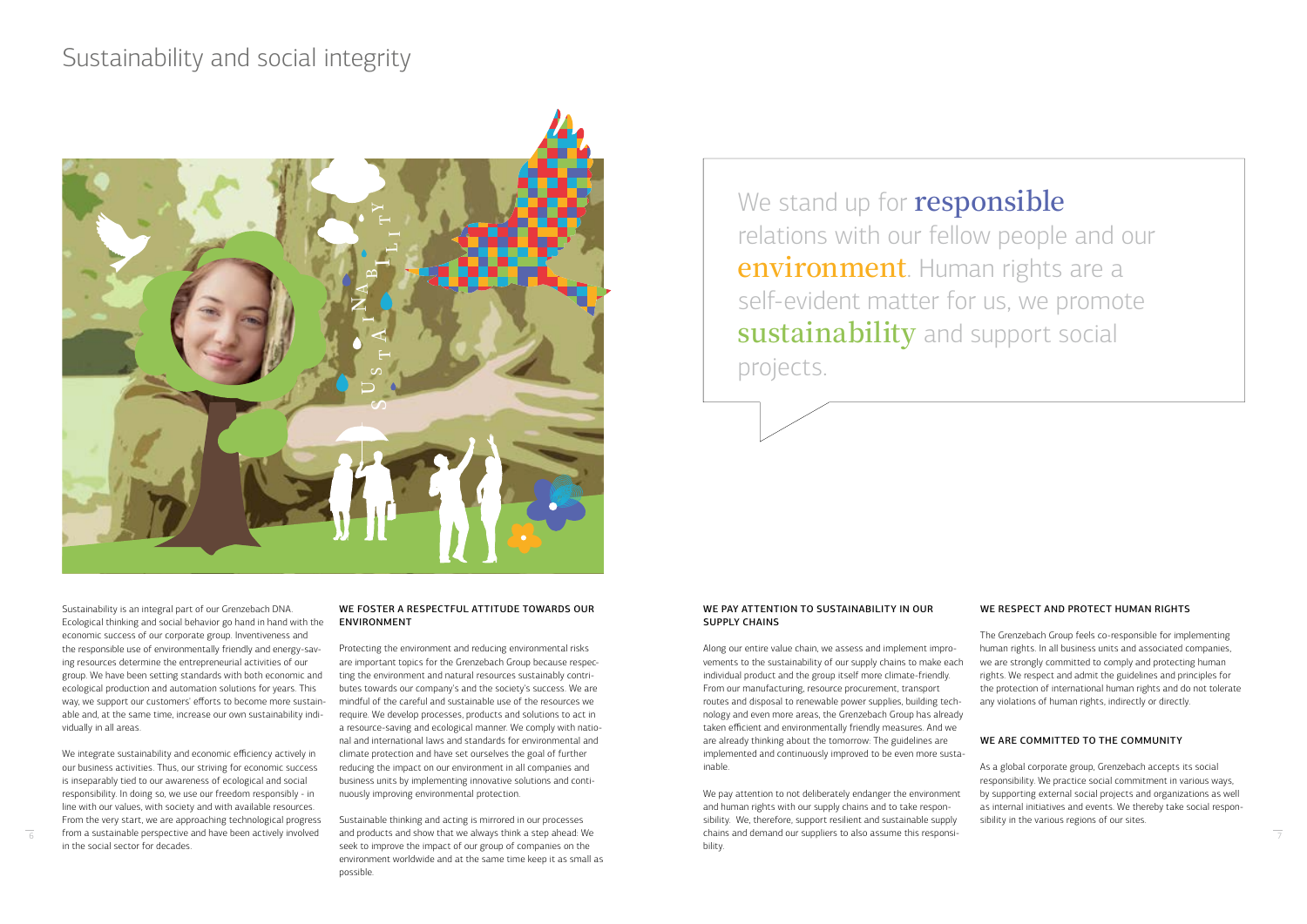# Sustainability and social integrity

We stand up for **responsible** relations with our fellow people and our **environment**. Human rights are a self-evident matter for us, we promote **sustainability** and support social projects.

Sustainability is an integral part of our Grenzebach DNA. Ecological thinking and social behavior go hand in hand with the economic success of our corporate group. Inventiveness and the responsible use of environmentally friendly and energy-saving resources determine the entrepreneurial activities of our group. We have been setting standards with both economic and ecological production and automation solutions for years. This way, we support our customers' efforts to become more sustainable and, at the same time, increase our own sustainability individually in all areas.

We integrate sustainability and economic efficiency actively in our business activities. Thus, our striving for economic success is inseparably tied to our awareness of ecological and social responsibility. In doing so, we use our freedom responsibly - in line with our values, with society and with available resources. From the very start, we are approaching technological progress from a sustainable perspective and have been actively involved in the social sector for decades.

## WE FOSTER A RESPECTFUL ATTITUDE TOWARDS OUR ENVIRONMENT

Protecting the environment and reducing environmental risks are important topics for the Grenzebach Group because respecting the environment and natural resources sustainably contributes towards our company's and the society's success. We are mindful of the careful and sustainable use of the resources we require. We develop processes, products and solutions to act in a resource-saving and ecological manner. We comply with national and international laws and standards for environmental and climate protection and have set ourselves the goal of further reducing the impact on our environment in all companies and business units by implementing innovative solutions and continuously improving environmental protection.

Sustainable thinking and acting is mirrored in our processes and products and show that we always think a step ahead: We seek to improve the impact of our group of companies on the environment worldwide and at the same time keep it as small as possible.

## WE PAY ATTENTION TO SUSTAINABILITY IN OUR SUPPLY CHAINS

Along our entire value chain, we assess and implement improvements to the sustainability of our supply chains to make each individual product and the group itself more climate-friendly. From our manufacturing, resource procurement, transport routes and disposal to renewable power supplies, building technology and even more areas, the Grenzebach Group has already taken efficient and environmentally friendly measures. And we are already thinking about the tomorrow: The guidelines are implemented and continuously improved to be even more sustainable.

We pay attention to not deliberately endanger the environment and human rights with our supply chains and to take responsibility. We, therefore, support resilient and sustainable supply chains and demand our suppliers to also assume this responsibility.

## WE RESPECT AND PROTECT HUMAN RIGHTS

The Grenzebach Group feels co-responsible for implementing human rights. In all business units and associated companies, we are strongly committed to comply and protecting human rights. We respect and admit the guidelines and principles for the protection of international human rights and do not tolerate any violations of human rights, indirectly or directly.

## WE ARE COMMITTED TO THE COMMUNITY

As a global corporate group, Grenzebach accepts its social responsibility. We practice social commitment in various ways, by supporting external social projects and organizations as well as internal initiatives and events. We thereby take social responsibility in the various regions of our sites.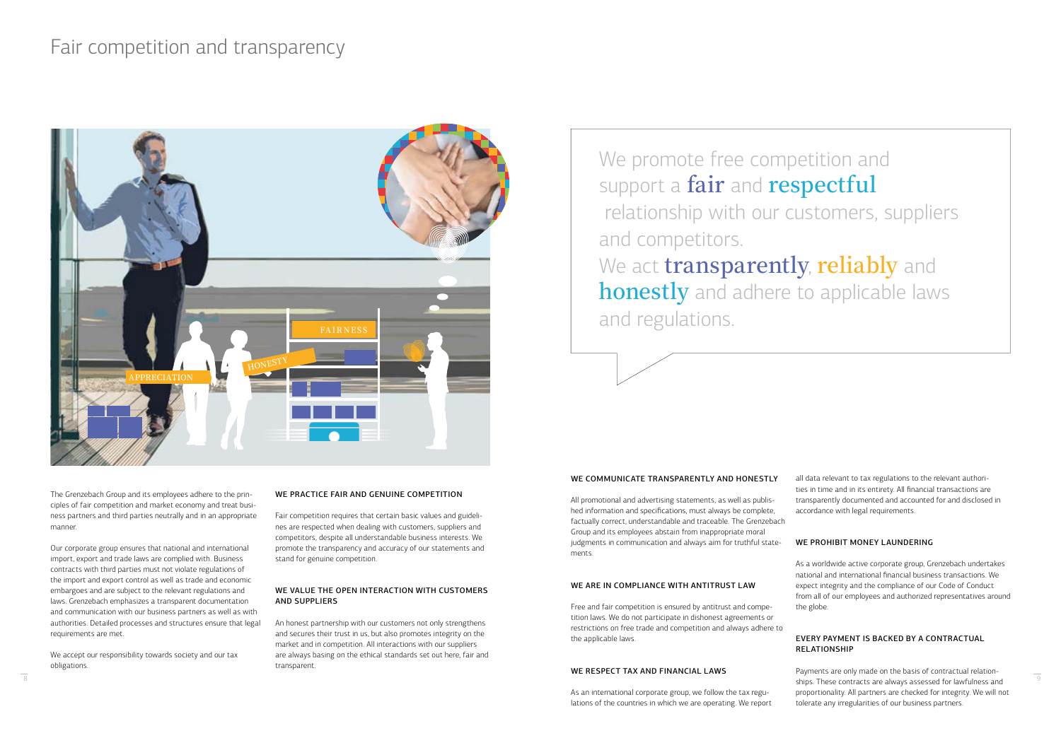# Fair competition and transparency

We promote free competition and support a **fair** and **respectful** relationship with our customers, suppliers and competitors.
We act **transparently**, **reliably** and **honestly** and adhere to applicable laws and regulations.

The Grenzebach Group and its employees adhere to the principles of fair competition and market economy and treat business partners and third parties neutrally and in an appropriate manner.

Our corporate group ensures that national and international import, export and trade laws are complied with. Business contracts with third parties must not violate regulations of the import and export control as well as trade and economic embargoes and are subject to the relevant regulations and laws. Grenzebach emphasizes a transparent documentation and communication with our business partners as well as with authorities. Detailed processes and structures ensure that legal requirements are met.

We accept our responsibility towards society and our tax obligations.

### WE PRACTICE FAIR AND GENUINE COMPETITION

Fair competition requires that certain basic values and guidelines are respected when dealing with customers, suppliers and competitors, despite all understandable business interests. We promote the transparency and accuracy of our statements and stand for genuine competition.

### WE VALUE THE OPEN INTERACTION WITH CUSTOMERS AND SUPPLIERS

An honest partnership with our customers not only strengthens and secures their trust in us, but also promotes integrity on the market and in competition. All interactions with our suppliers are always basing on the ethical standards set out here, fair and transparent.

### WE COMMUNICATE TRANSPARENTLY AND HONESTLY

All promotional and advertising statements, as well as published information and specifications, must always be complete, factually correct, understandable and traceable. The Grenzebach Group and its employees abstain from inappropriate moral judgments in communication and always aim for truthful statements.

### WE ARE IN COMPLIANCE WITH ANTITRUST LAW

Free and fair competition is ensured by antitrust and competition laws. We do not participate in dishonest agreements or restrictions on free trade and competition and always adhere to the applicable laws.

### WE RESPECT TAX AND FINANCIAL LAWS

As an international corporate group, we follow the tax regulations of the countries in which we are operating. We report all data relevant to tax regulations to the relevant authorities in time and in its entirety. All financial transactions are transparently documented and accounted for and disclosed in accordance with legal requirements.

### WE PROHIBIT MONEY LAUNDERING

As a worldwide active corporate group, Grenzebach undertakes national and international financial business transactions. We expect integrity and the compliance of our Code of Conduct from all of our employees and authorized representatives around the globe.

### EVERY PAYMENT IS BACKED BY A CONTRACTUAL RELATIONSHIP

Payments are only made on the basis of contractual relationships. These contracts are always assessed for lawfulness and proportionality. All partners are checked for integrity. We will not tolerate any irregularities of our business partners.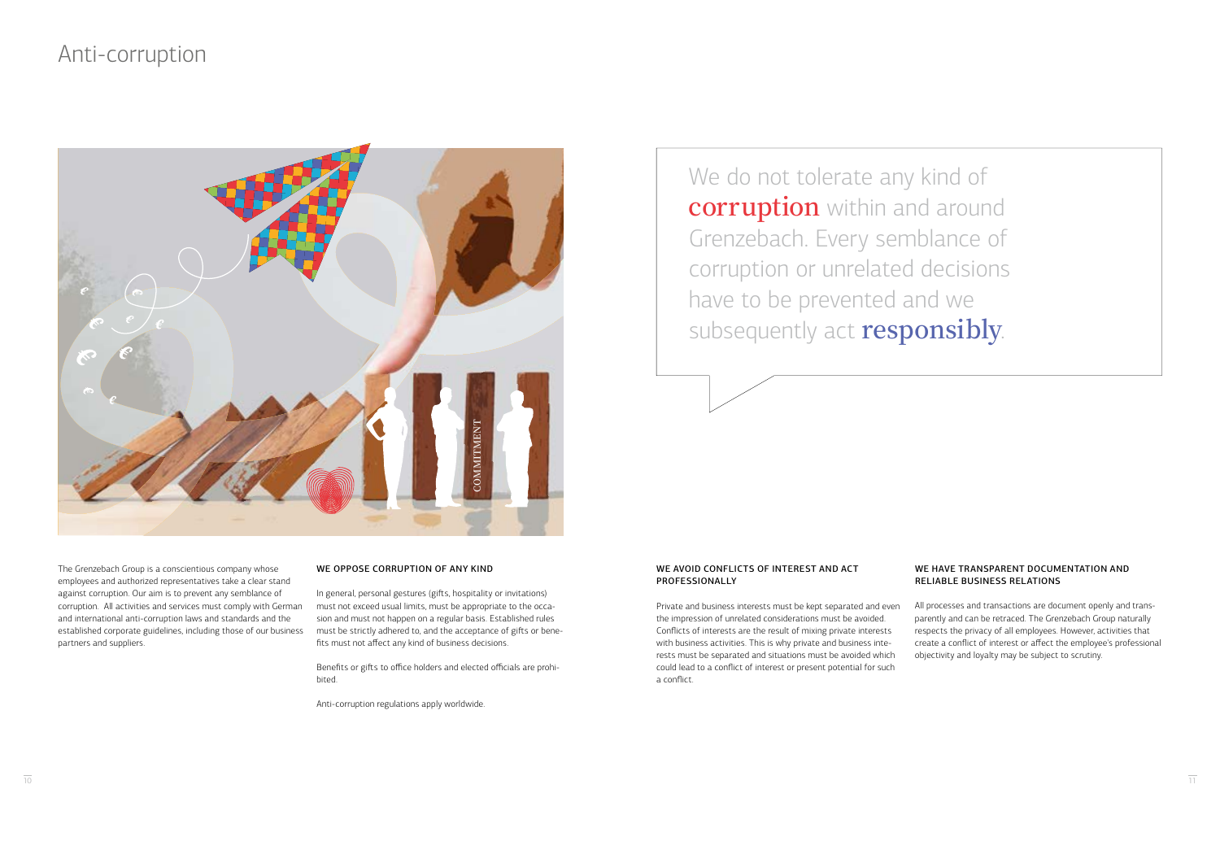# Anti-corruption

We do not tolerate any kind of **corruption** within and around Grenzebach. Every semblance of corruption or unrelated decisions have to be prevented and we subsequently act **responsibly**.

The Grenzebach Group is a conscientious company whose employees and authorized representatives take a clear stand against corruption. Our aim is to prevent any semblance of corruption. All activities and services must comply with German and international anti-corruption laws and standards and the established corporate guidelines, including those of our business partners and suppliers.

## WE OPPOSE CORRUPTION OF ANY KIND

In general, personal gestures (gifts, hospitality or invitations) must not exceed usual limits, must be appropriate to the occasion and must not happen on a regular basis. Established rules must be strictly adhered to, and the acceptance of gifts or benefits must not affect any kind of business decisions.

Benefits or gifts to office holders and elected officials are prohibited.

Anti-corruption regulations apply worldwide.

## WE AVOID CONFLICTS OF INTEREST AND ACT PROFESSIONALLY

Private and business interests must be kept separated and even the impression of unrelated considerations must be avoided. Conflicts of interests are the result of mixing private interests with business activities. This is why private and business interests must be separated and situations must be avoided which could lead to a conflict of interest or present potential for such a conflict.

## WE HAVE TRANSPARENT DOCUMENTATION AND RELIABLE BUSINESS RELATIONS

All processes and transactions are document openly and transparently and can be retraced. The Grenzebach Group naturally respects the privacy of all employees. However, activities that create a conflict of interest or affect the employee's professional objectivity and loyalty may be subject to scrutiny.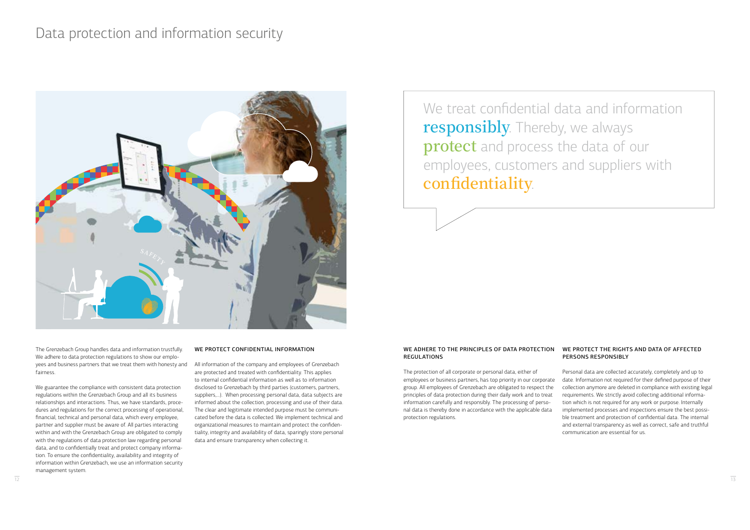# Data protection and information security

We treat confidential data and information **responsibly**. Thereby, we always **protect** and process the data of our employees, customers and suppliers with **confidentiality**.

The Grenzebach Group handles data and information trustfully. We adhere to data protection regulations to show our employees and business partners that we treat them with honesty and fairness.

We guarantee the compliance with consistent data protection regulations within the Grenzebach Group and all its business relationships and interactions. Thus, we have standards, procedures and regulations for the correct processing of operational, financial, technical and personal data, which every employee, partner and supplier must be aware of. All parties interacting within and with the Grenzebach Group are obligated to comply with the regulations of data protection law regarding personal data, and to confidentially treat and protect company information. To ensure the confidentiality, availability and integrity of information within Grenzebach, we use an information security management system.

### WE PROTECT CONFIDENTIAL INFORMATION

All information of the company and employees of Grenzebach are protected and treated with confidentiality. This applies to internal confidential information as well as to information disclosed to Grenzebach by third parties (customers, partners, suppliers,...). When processing personal data, data subjects are informed about the collection, processing and use of their data. The clear and legitimate intended purpose must be communicated before the data is collected. We implement technical and organizational measures to maintain and protect the confidentiality, integrity and availability of data, sparingly store personal data and ensure transparency when collecting it.

### WE ADHERE TO THE PRINCIPLES OF DATA PROTECTION REGULATIONS

The protection of all corporate or personal data, either of employees or business partners, has top priority in our corporate group. All employees of Grenzebach are obligated to respect the principles of data protection during their daily work and to treat information carefully and responsibly. The processing of personal data is thereby done in accordance with the applicable data protection regulations.

### WE PROTECT THE RIGHTS AND DATA OF AFFECTED PERSONS RESPONSIBLY

Personal data are collected accurately, completely and up to date. Information not required for their defined purpose of their collection anymore are deleted in compliance with existing legal requirements. We strictly avoid collecting additional information which is not required for any work or purpose. Internally implemented processes and inspections ensure the best possible treatment and protection of confidential data. The internal and external transparency as well as correct, safe and truthful communication are essential for us.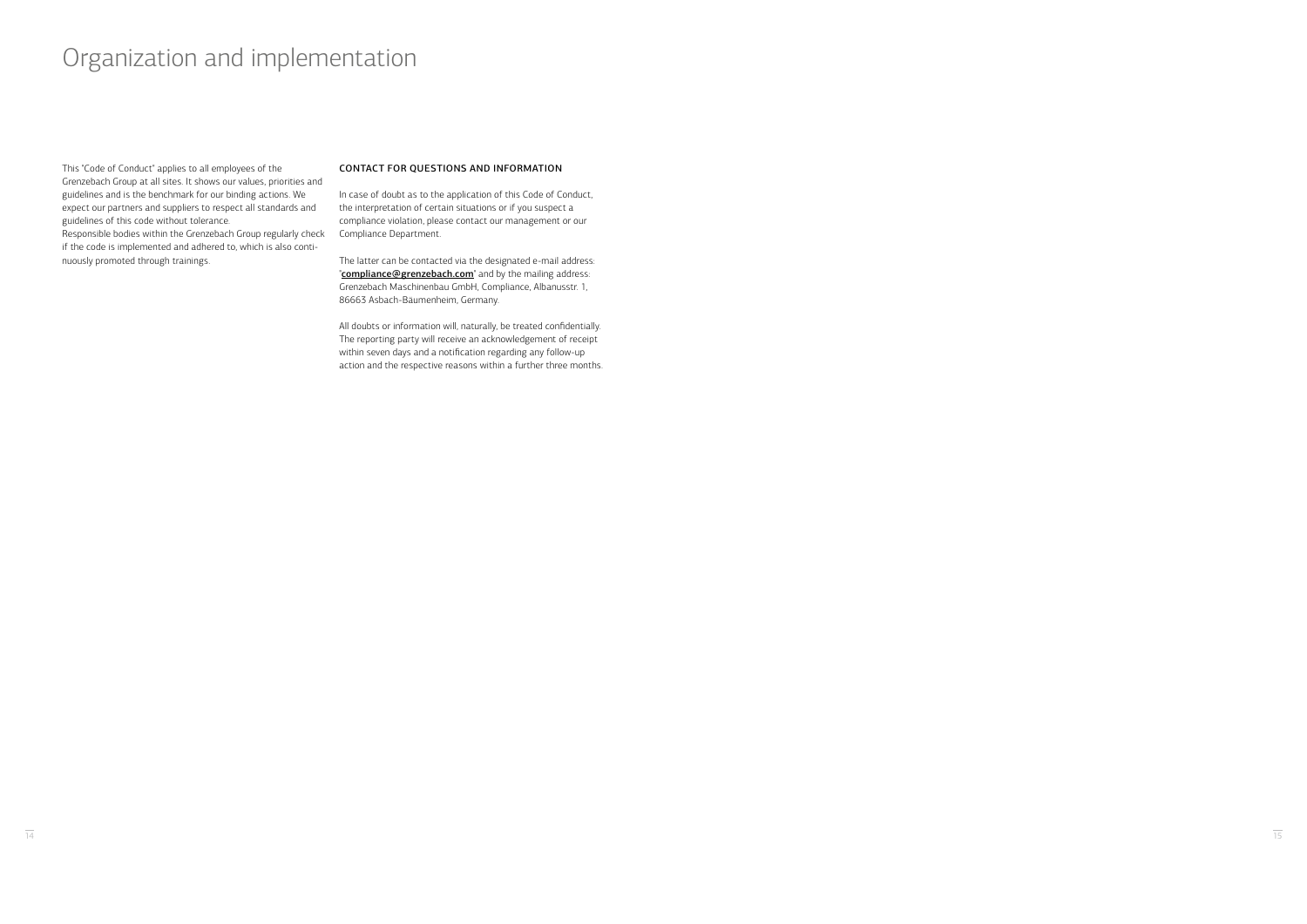# Organization and implementation

This "Code of Conduct" applies to all employees of the Grenzebach Group at all sites. It shows our values, priorities and guidelines and is the benchmark for our binding actions. We expect our partners and suppliers to respect all standards and guidelines of this code without tolerance.
Responsible bodies within the Grenzebach Group regularly check if the code is implemented and adhered to, which is also continuously promoted through trainings.

### CONTACT FOR QUESTIONS AND INFORMATION

In case of doubt as to the application of this Code of Conduct, the interpretation of certain situations or if you suspect a compliance violation, please contact our management or our Compliance Department.

The latter can be contacted via the designated e-mail address: "**compliance@grenzebach.com**" and by the mailing address: Grenzebach Maschinenbau GmbH, Compliance, Albanusstr. 1, 86663 Asbach-Bäumenheim, Germany.

All doubts or information will, naturally, be treated confidentially. The reporting party will receive an acknowledgement of receipt within seven days and a notification regarding any follow-up action and the respective reasons within a further three months.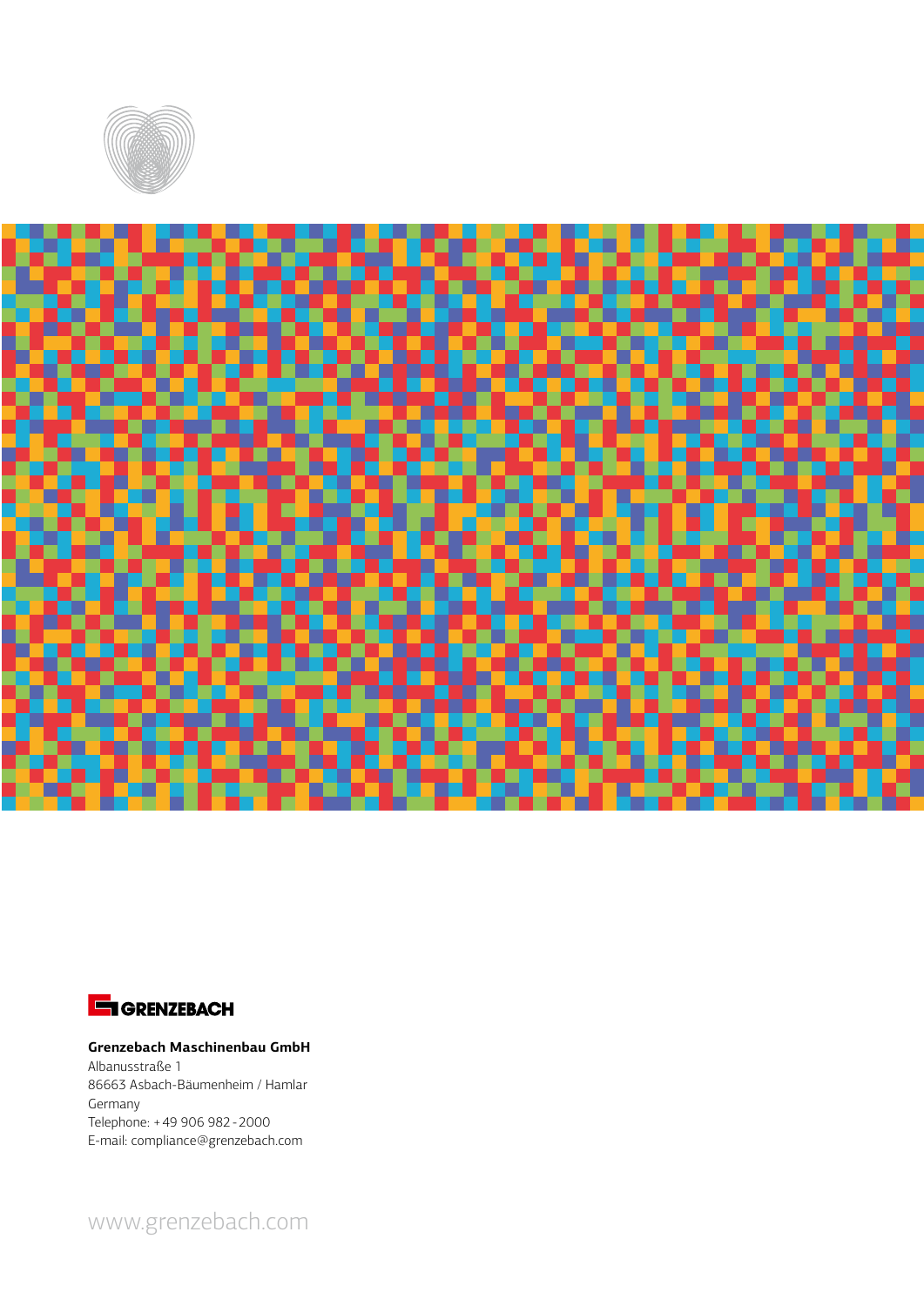GRENZEBACH

**Grenzebach Maschinenbau GmbH**
Albanusstraße 1
86663 Asbach-Bäumenheim / Hamlar
Germany
Telephone: + 49 906 982 - 2000
E-mail: compliance@grenzebach.com

www.grenzebach.com